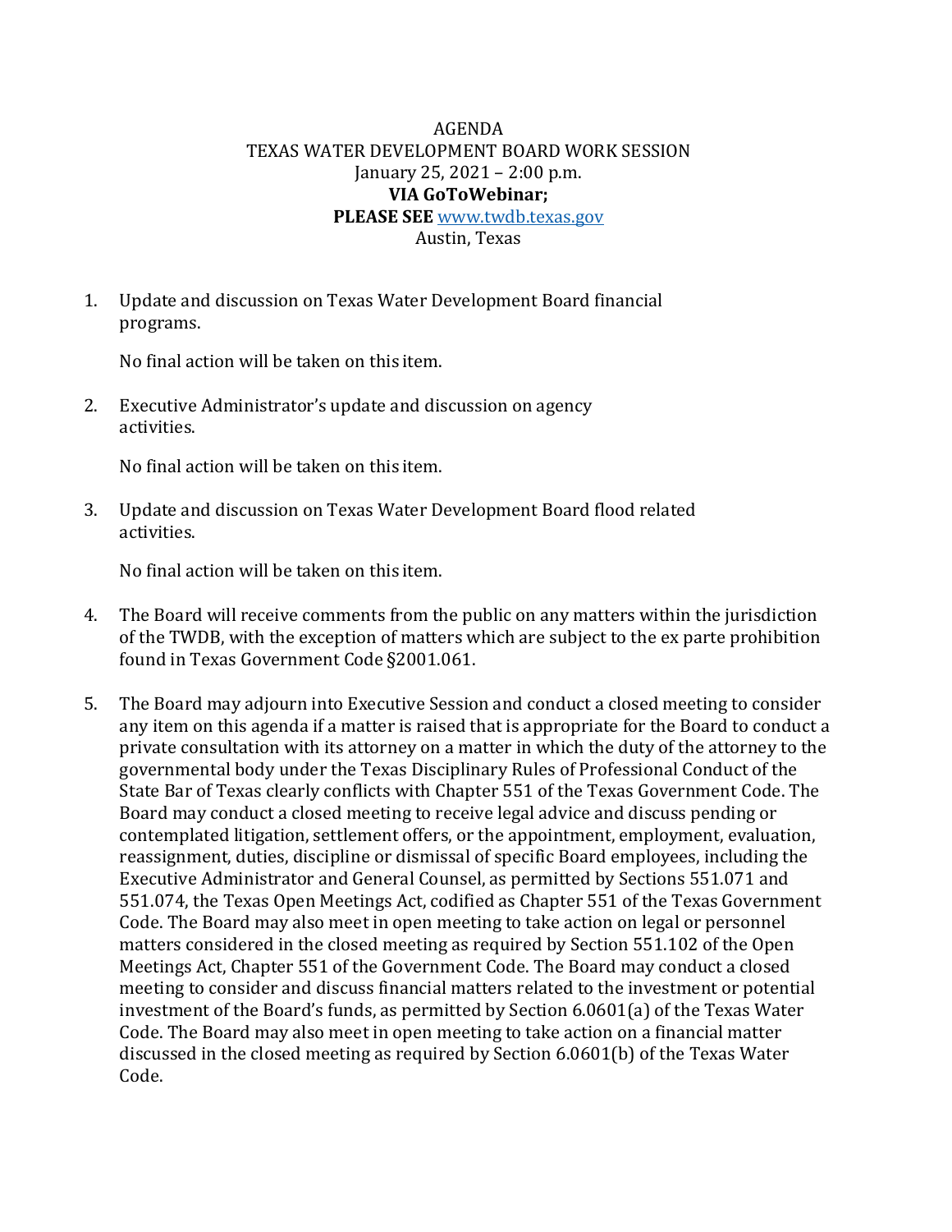# AGENDA

## TEXAS WATER DEVELOPMENT BOARD WORK SESSION

January 25, 2021 – 2:00 p.m.

**VIA GoToWebinar;**

**PLEASE SEE** www.twdb.texas.gov

Austin, Texas

1. Update and discussion on Texas Water Development Board financial programs.

   No final action will be taken on this item.

2. Executive Administrator's update and discussion on agency activities.

   No final action will be taken on this item.

3. Update and discussion on Texas Water Development Board flood related activities.

   No final action will be taken on this item.

4. The Board will receive comments from the public on any matters within the jurisdiction of the TWDB, with the exception of matters which are subject to the ex parte prohibition found in Texas Government Code §2001.061.

5. The Board may adjourn into Executive Session and conduct a closed meeting to consider any item on this agenda if a matter is raised that is appropriate for the Board to conduct a private consultation with its attorney on a matter in which the duty of the attorney to the governmental body under the Texas Disciplinary Rules of Professional Conduct of the State Bar of Texas clearly conflicts with Chapter 551 of the Texas Government Code. The Board may conduct a closed meeting to receive legal advice and discuss pending or contemplated litigation, settlement offers, or the appointment, employment, evaluation, reassignment, duties, discipline or dismissal of specific Board employees, including the Executive Administrator and General Counsel, as permitted by Sections 551.071 and 551.074, the Texas Open Meetings Act, codified as Chapter 551 of the Texas Government Code. The Board may also meet in open meeting to take action on legal or personnel matters considered in the closed meeting as required by Section 551.102 of the Open Meetings Act, Chapter 551 of the Government Code. The Board may conduct a closed meeting to consider and discuss financial matters related to the investment or potential investment of the Board's funds, as permitted by Section 6.0601(a) of the Texas Water Code. The Board may also meet in open meeting to take action on a financial matter discussed in the closed meeting as required by Section 6.0601(b) of the Texas Water Code.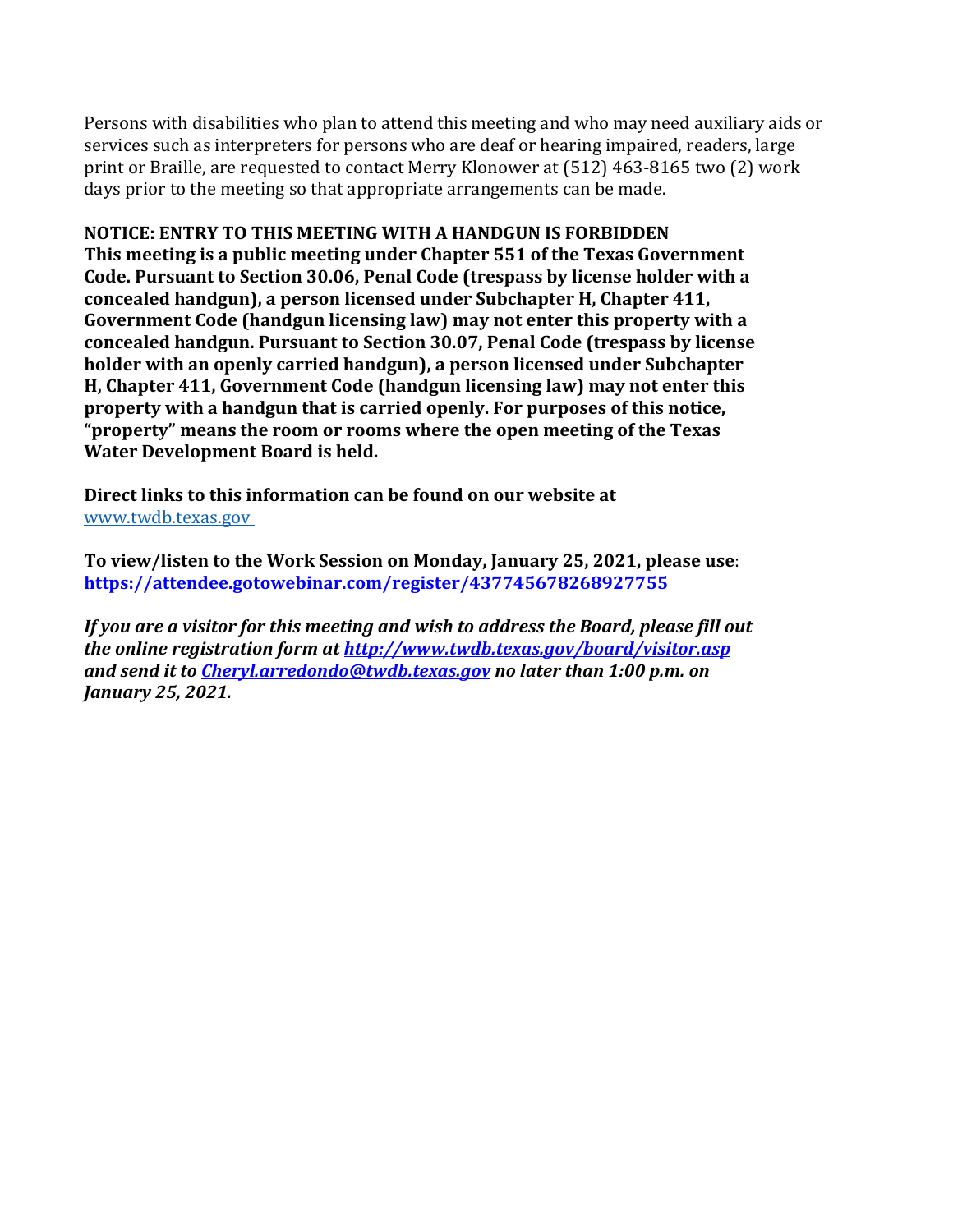Persons with disabilities who plan to attend this meeting and who may need auxiliary aids or services such as interpreters for persons who are deaf or hearing impaired, readers, large print or Braille, are requested to contact Merry Klonower at (512) 463-8165 two (2) work days prior to the meeting so that appropriate arrangements can be made.

**NOTICE: ENTRY TO THIS MEETING WITH A HANDGUN IS FORBIDDEN**
**This meeting is a public meeting under Chapter 551 of the Texas Government Code. Pursuant to Section 30.06, Penal Code (trespass by license holder with a concealed handgun), a person licensed under Subchapter H, Chapter 411, Government Code (handgun licensing law) may not enter this property with a concealed handgun. Pursuant to Section 30.07, Penal Code (trespass by license holder with an openly carried handgun), a person licensed under Subchapter H, Chapter 411, Government Code (handgun licensing law) may not enter this property with a handgun that is carried openly. For purposes of this notice, "property" means the room or rooms where the open meeting of the Texas Water Development Board is held.**

**Direct links to this information can be found on our website at**
[www.twdb.texas.gov](www.twdb.texas.gov)

**To view/listen to the Work Session on Monday, January 25, 2021, please use**:
**[https://attendee.gotowebinar.com/register/437745678268927755](https://attendee.gotowebinar.com/register/437745678268927755)**

***If you are a visitor for this meeting and wish to address the Board, please fill out the online registration form at [http://www.twdb.texas.gov/board/visitor.asp](http://www.twdb.texas.gov/board/visitor.asp) and send it to [Cheryl.arredondo@twdb.texas.gov](mailto:Cheryl.arredondo@twdb.texas.gov) no later than 1:00 p.m. on January 25, 2021.***